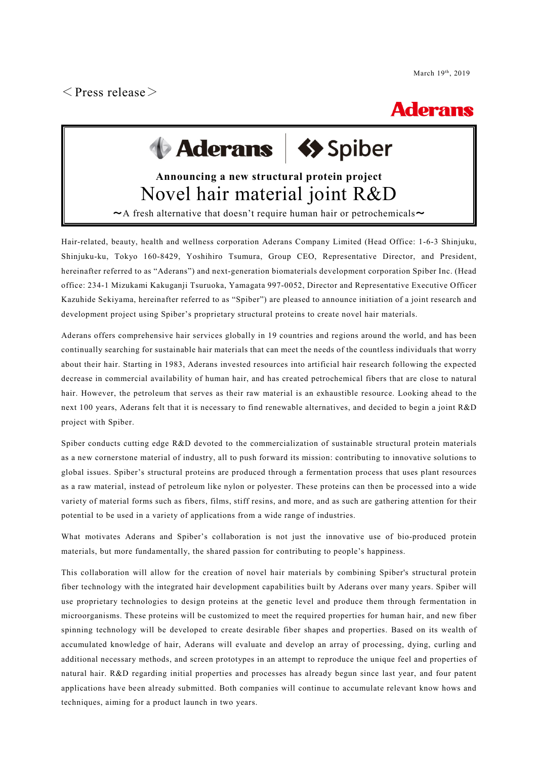March 19th, 2019

＜Press release＞

Aderans

Aderans | Spiber

**Announcing a new structural protein project**

# Novel hair material joint R&D

〜A fresh alternative that doesn't require human hair or petrochemicals〜

Hair-related, beauty, health and wellness corporation Aderans Company Limited (Head Office: 1-6-3 Shinjuku, Shinjuku-ku, Tokyo 160-8429, Yoshihiro Tsumura, Group CEO, Representative Director, and President, hereinafter referred to as "Aderans") and next-generation biomaterials development corporation Spiber Inc. (Head office: 234-1 Mizukami Kakuganji Tsuruoka, Yamagata 997-0052, Director and Representative Executive Officer Kazuhide Sekiyama, hereinafter referred to as "Spiber") are pleased to announce initiation of a joint research and development project using Spiber's proprietary structural proteins to create novel hair materials.

Aderans offers comprehensive hair services globally in 19 countries and regions around the world, and has been continually searching for sustainable hair materials that can meet the needs of the countless individuals that worry about their hair. Starting in 1983, Aderans invested resources into artificial hair research following the expected decrease in commercial availability of human hair, and has created petrochemical fibers that are close to natural hair. However, the petroleum that serves as their raw material is an exhaustible resource. Looking ahead to the next 100 years, Aderans felt that it is necessary to find renewable alternatives, and decided to begin a joint R&D project with Spiber.

Spiber conducts cutting edge R&D devoted to the commercialization of sustainable structural protein materials as a new cornerstone material of industry, all to push forward its mission: contributing to innovative solutions to global issues. Spiber's structural proteins are produced through a fermentation process that uses plant resources as a raw material, instead of petroleum like nylon or polyester. These proteins can then be processed into a wide variety of material forms such as fibers, films, stiff resins, and more, and as such are gathering attention for their potential to be used in a variety of applications from a wide range of industries.

What motivates Aderans and Spiber's collaboration is not just the innovative use of bio-produced protein materials, but more fundamentally, the shared passion for contributing to people's happiness.

This collaboration will allow for the creation of novel hair materials by combining Spiber's structural protein fiber technology with the integrated hair development capabilities built by Aderans over many years. Spiber will use proprietary technologies to design proteins at the genetic level and produce them through fermentation in microorganisms. These proteins will be customized to meet the required properties for human hair, and new fiber spinning technology will be developed to create desirable fiber shapes and properties. Based on its wealth of accumulated knowledge of hair, Aderans will evaluate and develop an array of processing, dying, curling and additional necessary methods, and screen prototypes in an attempt to reproduce the unique feel and properties of natural hair. R&D regarding initial properties and processes has already begun since last year, and four patent applications have been already submitted. Both companies will continue to accumulate relevant know hows and techniques, aiming for a product launch in two years.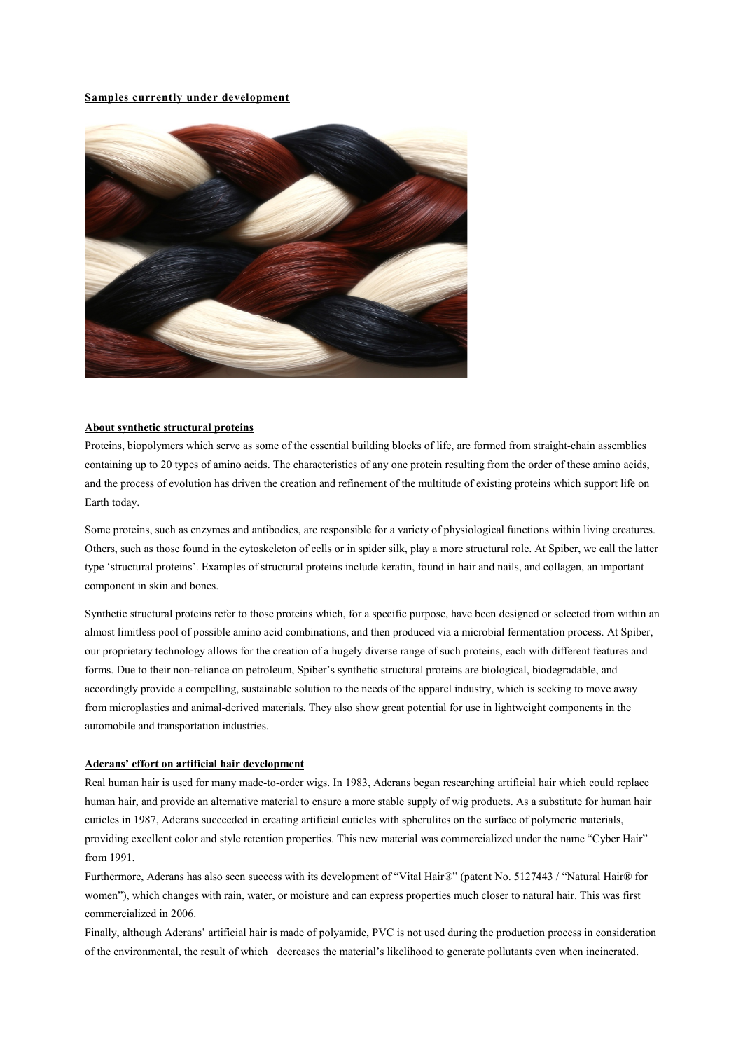**Samples currently under development**

**About synthetic structural proteins**

Proteins, biopolymers which serve as some of the essential building blocks of life, are formed from straight-chain assemblies containing up to 20 types of amino acids. The characteristics of any one protein resulting from the order of these amino acids, and the process of evolution has driven the creation and refinement of the multitude of existing proteins which support life on Earth today.

Some proteins, such as enzymes and antibodies, are responsible for a variety of physiological functions within living creatures. Others, such as those found in the cytoskeleton of cells or in spider silk, play a more structural role. At Spiber, we call the latter type 'structural proteins'. Examples of structural proteins include keratin, found in hair and nails, and collagen, an important component in skin and bones.

Synthetic structural proteins refer to those proteins which, for a specific purpose, have been designed or selected from within an almost limitless pool of possible amino acid combinations, and then produced via a microbial fermentation process. At Spiber, our proprietary technology allows for the creation of a hugely diverse range of such proteins, each with different features and forms. Due to their non-reliance on petroleum, Spiber's synthetic structural proteins are biological, biodegradable, and accordingly provide a compelling, sustainable solution to the needs of the apparel industry, which is seeking to move away from microplastics and animal-derived materials. They also show great potential for use in lightweight components in the automobile and transportation industries.

**Aderans' effort on artificial hair development**

Real human hair is used for many made-to-order wigs. In 1983, Aderans began researching artificial hair which could replace human hair, and provide an alternative material to ensure a more stable supply of wig products. As a substitute for human hair cuticles in 1987, Aderans succeeded in creating artificial cuticles with spherulites on the surface of polymeric materials, providing excellent color and style retention properties. This new material was commercialized under the name "Cyber Hair" from 1991.

Furthermore, Aderans has also seen success with its development of "Vital Hair®" (patent No. 5127443 / "Natural Hair® for women"), which changes with rain, water, or moisture and can express properties much closer to natural hair. This was first commercialized in 2006.

Finally, although Aderans' artificial hair is made of polyamide, PVC is not used during the production process in consideration of the environmental, the result of which decreases the material's likelihood to generate pollutants even when incinerated.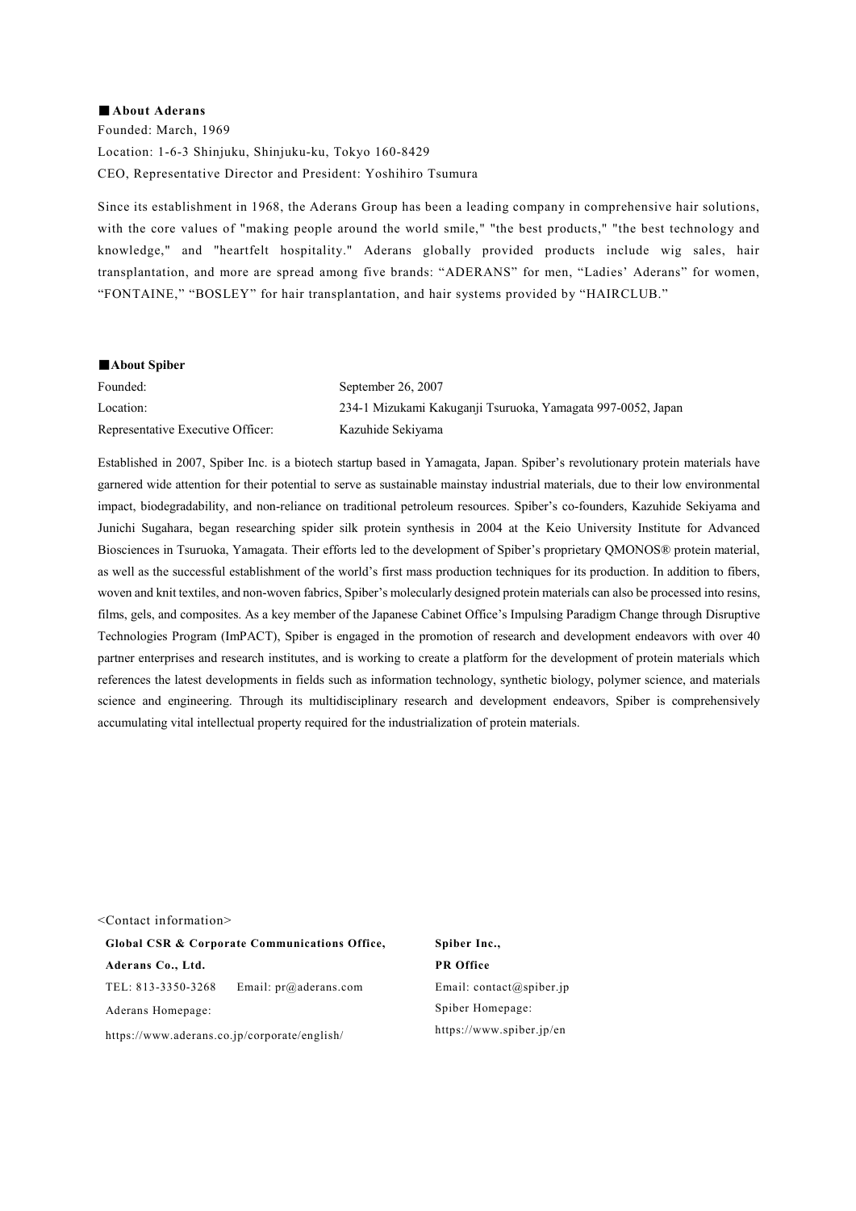### ■ About Aderans

Founded: March, 1969

Location: 1-6-3 Shinjuku, Shinjuku-ku, Tokyo 160-8429

CEO, Representative Director and President: Yoshihiro Tsumura

Since its establishment in 1968, the Aderans Group has been a leading company in comprehensive hair solutions, with the core values of "making people around the world smile," "the best products," "the best technology and knowledge," and "heartfelt hospitality." Aderans globally provided products include wig sales, hair transplantation, and more are spread among five brands: “ADERANS” for men, “Ladies’ Aderans” for women, “FONTAINE,” “BOSLEY” for hair transplantation, and hair systems provided by “HAIRCLUB.”

### ■ About Spiber

| | |
|---|---|
| Founded: | September 26, 2007 |
| Location: | 234-1 Mizukami Kakuganji Tsuruoka, Yamagata 997-0052, Japan |
| Representative Executive Officer: | Kazuhide Sekiyama |

Established in 2007, Spiber Inc. is a biotech startup based in Yamagata, Japan. Spiber’s revolutionary protein materials have garnered wide attention for their potential to serve as sustainable mainstay industrial materials, due to their low environmental impact, biodegradability, and non-reliance on traditional petroleum resources. Spiber’s co-founders, Kazuhide Sekiyama and Junichi Sugahara, began researching spider silk protein synthesis in 2004 at the Keio University Institute for Advanced Biosciences in Tsuruoka, Yamagata. Their efforts led to the development of Spiber’s proprietary QMONOS® protein material, as well as the successful establishment of the world’s first mass production techniques for its production. In addition to fibers, woven and knit textiles, and non-woven fabrics, Spiber’s molecularly designed protein materials can also be processed into resins, films, gels, and composites. As a key member of the Japanese Cabinet Office’s Impulsing Paradigm Change through Disruptive Technologies Program (ImPACT), Spiber is engaged in the promotion of research and development endeavors with over 40 partner enterprises and research institutes, and is working to create a platform for the development of protein materials which references the latest developments in fields such as information technology, synthetic biology, polymer science, and materials science and engineering. Through its multidisciplinary research and development endeavors, Spiber is comprehensively accumulating vital intellectual property required for the industrialization of protein materials.

<Contact information>

**Global CSR & Corporate Communications Office, Aderans Co., Ltd.**

TEL: 813-3350-3268　Email: pr@aderans.com

Aderans Homepage:

https://www.aderans.co.jp/corporate/english/

**Spiber Inc., PR Office**

Email: contact@spiber.jp

Spiber Homepage:

https://www.spiber.jp/en